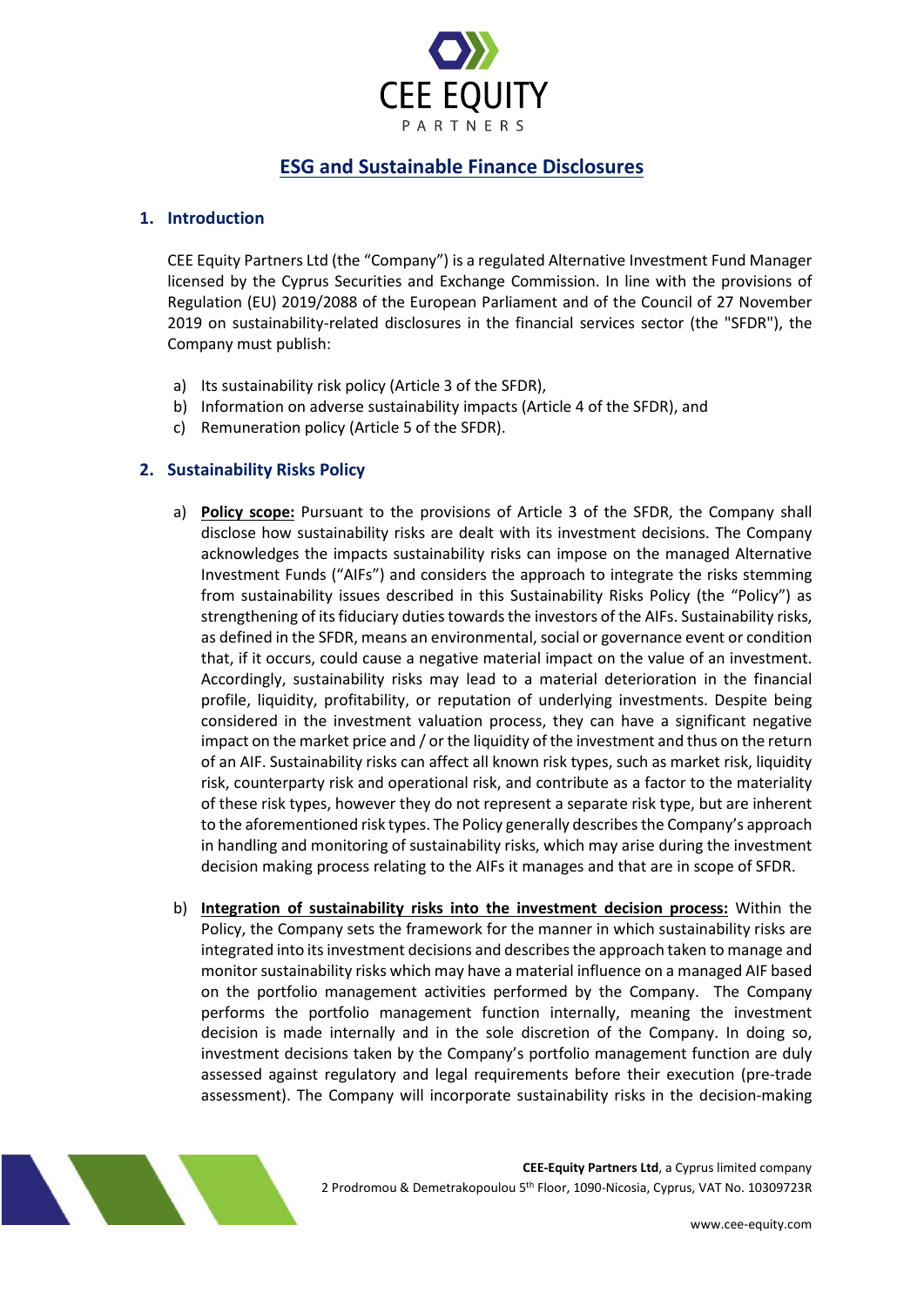# ESG and Sustainable Finance Disclosures

## 1. Introduction

CEE Equity Partners Ltd (the "Company") is a regulated Alternative Investment Fund Manager licensed by the Cyprus Securities and Exchange Commission. In line with the provisions of Regulation (EU) 2019/2088 of the European Parliament and of the Council of 27 November 2019 on sustainability-related disclosures in the financial services sector (the "SFDR"), the Company must publish:

a) Its sustainability risk policy (Article 3 of the SFDR),
b) Information on adverse sustainability impacts (Article 4 of the SFDR), and
c) Remuneration policy (Article 5 of the SFDR).

## 2. Sustainability Risks Policy

a) **Policy scope:** Pursuant to the provisions of Article 3 of the SFDR, the Company shall disclose how sustainability risks are dealt with its investment decisions. The Company acknowledges the impacts sustainability risks can impose on the managed Alternative Investment Funds ("AIFs") and considers the approach to integrate the risks stemming from sustainability issues described in this Sustainability Risks Policy (the "Policy") as strengthening of its fiduciary duties towards the investors of the AIFs. Sustainability risks, as defined in the SFDR, means an environmental, social or governance event or condition that, if it occurs, could cause a negative material impact on the value of an investment. Accordingly, sustainability risks may lead to a material deterioration in the financial profile, liquidity, profitability, or reputation of underlying investments. Despite being considered in the investment valuation process, they can have a significant negative impact on the market price and / or the liquidity of the investment and thus on the return of an AIF. Sustainability risks can affect all known risk types, such as market risk, liquidity risk, counterparty risk and operational risk, and contribute as a factor to the materiality of these risk types, however they do not represent a separate risk type, but are inherent to the aforementioned risk types. The Policy generally describes the Company's approach in handling and monitoring of sustainability risks, which may arise during the investment decision making process relating to the AIFs it manages and that are in scope of SFDR.

b) **Integration of sustainability risks into the investment decision process:** Within the Policy, the Company sets the framework for the manner in which sustainability risks are integrated into its investment decisions and describes the approach taken to manage and monitor sustainability risks which may have a material influence on a managed AIF based on the portfolio management activities performed by the Company. The Company performs the portfolio management function internally, meaning the investment decision is made internally and in the sole discretion of the Company. In doing so, investment decisions taken by the Company's portfolio management function are duly assessed against regulatory and legal requirements before their execution (pre-trade assessment). The Company will incorporate sustainability risks in the decision-making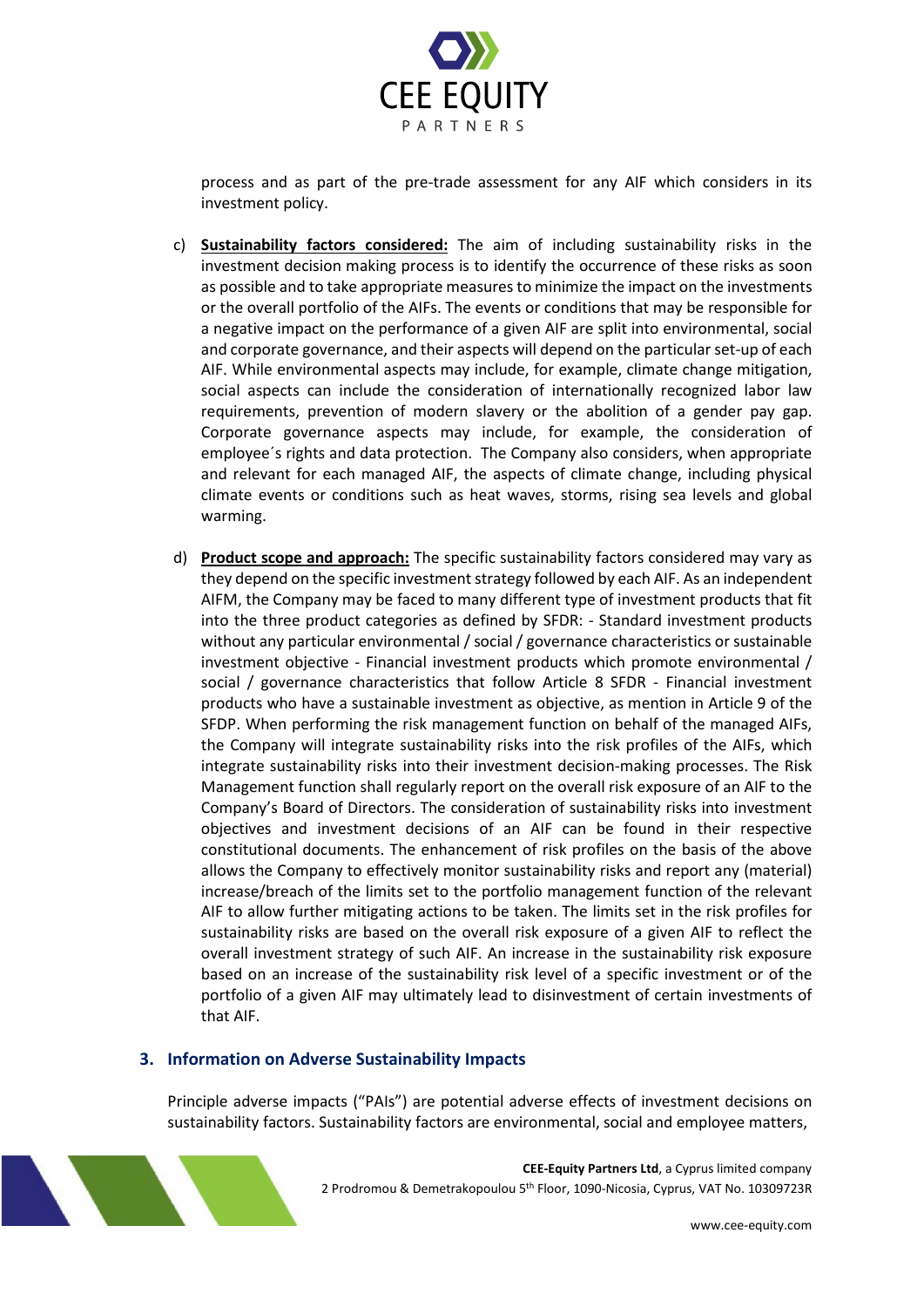process and as part of the pre-trade assessment for any AIF which considers in its investment policy.

c) **Sustainability factors considered:** The aim of including sustainability risks in the investment decision making process is to identify the occurrence of these risks as soon as possible and to take appropriate measures to minimize the impact on the investments or the overall portfolio of the AIFs. The events or conditions that may be responsible for a negative impact on the performance of a given AIF are split into environmental, social and corporate governance, and their aspects will depend on the particular set-up of each AIF. While environmental aspects may include, for example, climate change mitigation, social aspects can include the consideration of internationally recognized labor law requirements, prevention of modern slavery or the abolition of a gender pay gap. Corporate governance aspects may include, for example, the consideration of employee´s rights and data protection. The Company also considers, when appropriate and relevant for each managed AIF, the aspects of climate change, including physical climate events or conditions such as heat waves, storms, rising sea levels and global warming.

d) **Product scope and approach:** The specific sustainability factors considered may vary as they depend on the specific investment strategy followed by each AIF. As an independent AIFM, the Company may be faced to many different type of investment products that fit into the three product categories as defined by SFDR: - Standard investment products without any particular environmental / social / governance characteristics or sustainable investment objective - Financial investment products which promote environmental / social / governance characteristics that follow Article 8 SFDR - Financial investment products who have a sustainable investment as objective, as mention in Article 9 of the SFDP. When performing the risk management function on behalf of the managed AIFs, the Company will integrate sustainability risks into the risk profiles of the AIFs, which integrate sustainability risks into their investment decision-making processes. The Risk Management function shall regularly report on the overall risk exposure of an AIF to the Company's Board of Directors. The consideration of sustainability risks into investment objectives and investment decisions of an AIF can be found in their respective constitutional documents. The enhancement of risk profiles on the basis of the above allows the Company to effectively monitor sustainability risks and report any (material) increase/breach of the limits set to the portfolio management function of the relevant AIF to allow further mitigating actions to be taken. The limits set in the risk profiles for sustainability risks are based on the overall risk exposure of a given AIF to reflect the overall investment strategy of such AIF. An increase in the sustainability risk exposure based on an increase of the sustainability risk level of a specific investment or of the portfolio of a given AIF may ultimately lead to disinvestment of certain investments of that AIF.

## 3. Information on Adverse Sustainability Impacts

Principle adverse impacts ("PAIs") are potential adverse effects of investment decisions on sustainability factors. Sustainability factors are environmental, social and employee matters,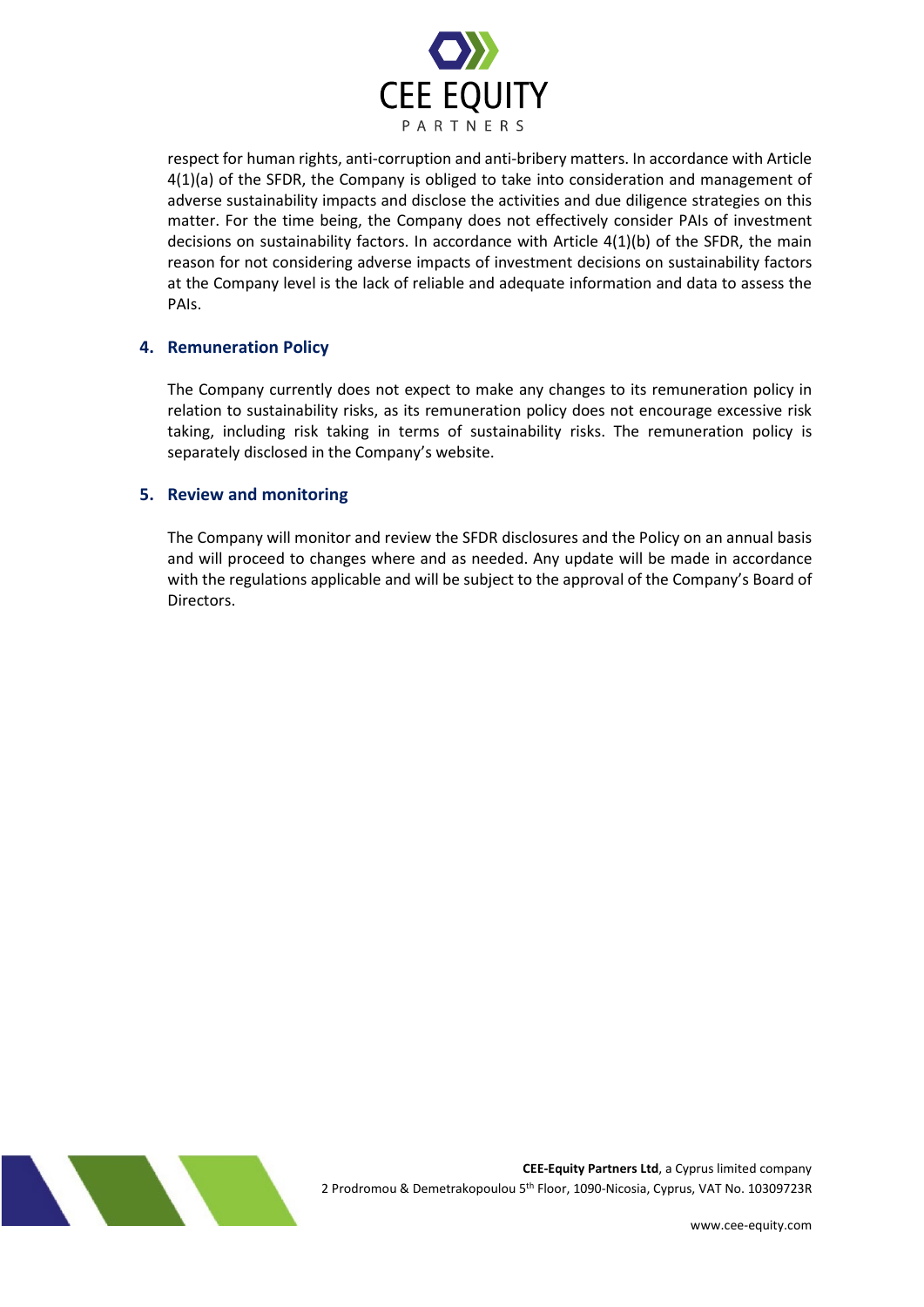respect for human rights, anti-corruption and anti-bribery matters. In accordance with Article 4(1)(a) of the SFDR, the Company is obliged to take into consideration and management of adverse sustainability impacts and disclose the activities and due diligence strategies on this matter. For the time being, the Company does not effectively consider PAIs of investment decisions on sustainability factors. In accordance with Article 4(1)(b) of the SFDR, the main reason for not considering adverse impacts of investment decisions on sustainability factors at the Company level is the lack of reliable and adequate information and data to assess the PAIs.

## 4. Remuneration Policy

The Company currently does not expect to make any changes to its remuneration policy in relation to sustainability risks, as its remuneration policy does not encourage excessive risk taking, including risk taking in terms of sustainability risks. The remuneration policy is separately disclosed in the Company's website.

## 5. Review and monitoring

The Company will monitor and review the SFDR disclosures and the Policy on an annual basis and will proceed to changes where and as needed. Any update will be made in accordance with the regulations applicable and will be subject to the approval of the Company's Board of Directors.